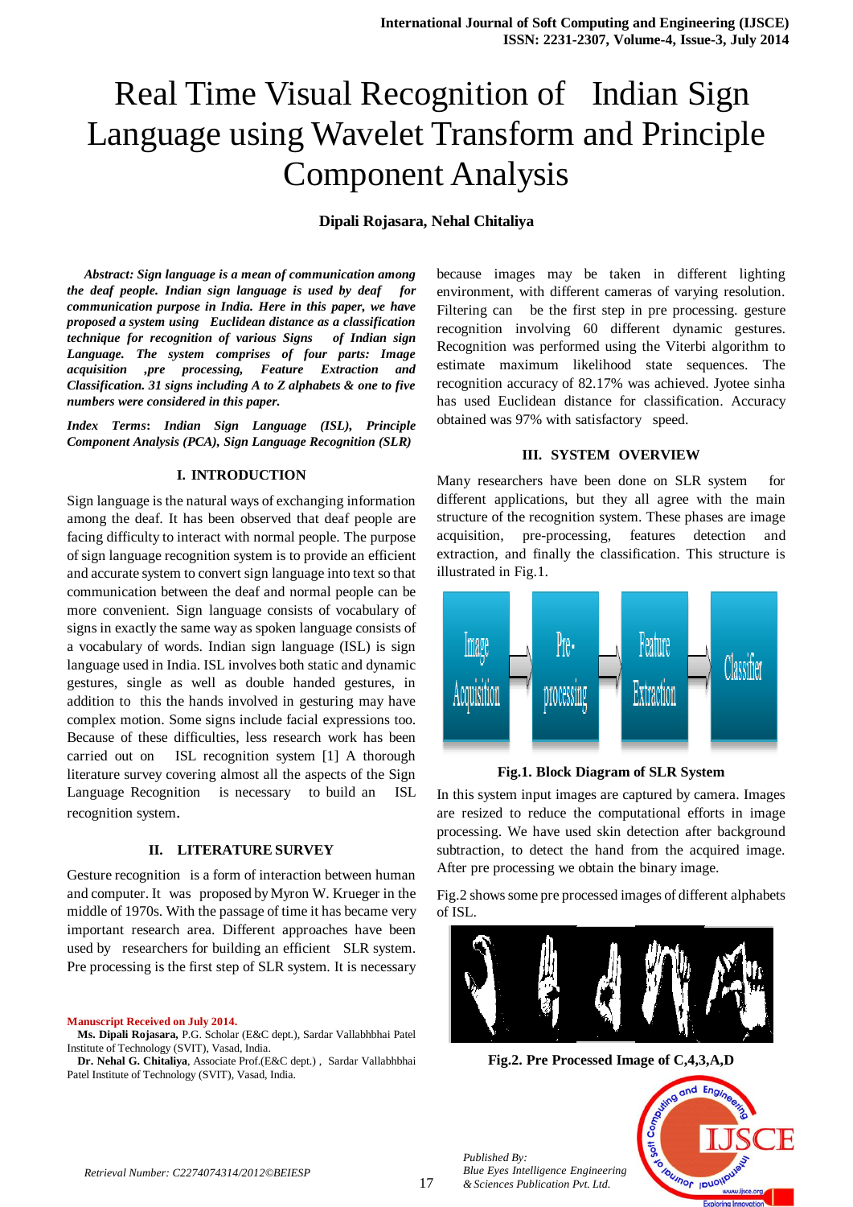# Real Time Visual Recognition of Indian Sign Language using Wavelet Transform and Principle Component Analysis

**Dipali Rojasara, Nehal Chitaliya**

***Abstract: Sign language is a mean of communication among the deaf people. Indian sign language is used by deaf for communication purpose in India. Here in this paper, we have proposed a system using Euclidean distance as a classification technique for recognition of various Signs of Indian sign Language. The system comprises of four parts: Image acquisition ,pre processing, Feature Extraction and Classification. 31 signs including A to Z alphabets & one to five numbers were considered in this paper.***

***Index Terms*: *Indian Sign Language (ISL), Principle Component Analysis (PCA), Sign Language Recognition (SLR)***

## I. INTRODUCTION

Sign language is the natural ways of exchanging information among the deaf. It has been observed that deaf people are facing difficulty to interact with normal people. The purpose of sign language recognition system is to provide an efficient and accurate system to convert sign language into text so that communication between the deaf and normal people can be more convenient. Sign language consists of vocabulary of signs in exactly the same way as spoken language consists of a vocabulary of words. Indian sign language (ISL) is sign language used in India. ISL involves both static and dynamic gestures, single as well as double handed gestures, in addition to this the hands involved in gesturing may have complex motion. Some signs include facial expressions too. Because of these difficulties, less research work has been carried out on ISL recognition system [1] A thorough literature survey covering almost all the aspects of the Sign Language Recognition is necessary to build an ISL recognition system.

## II. LITERATURE SURVEY

Gesture recognition is a form of interaction between human and computer. It was proposed by Myron W. Krueger in the middle of 1970s. With the passage of time it has became very important research area. Different approaches have been used by researchers for building an efficient SLR system. Pre processing is the first step of SLR system. It is necessary because images may be taken in different lighting environment, with different cameras of varying resolution. Filtering can be the first step in pre processing. gesture recognition involving 60 different dynamic gestures. Recognition was performed using the Viterbi algorithm to estimate maximum likelihood state sequences. The recognition accuracy of 82.17% was achieved. Jyotee sinha has used Euclidean distance for classification. Accuracy obtained was 97% with satisfactory speed.

## III. SYSTEM OVERVIEW

Many researchers have been done on SLR system for different applications, but they all agree with the main structure of the recognition system. These phases are image acquisition, pre-processing, features detection and extraction, and finally the classification. This structure is illustrated in Fig.1.

Image Acquisition → Pre-processing → Feature Extraction → Classifier

**Fig.1. Block Diagram of SLR System**

In this system input images are captured by camera. Images are resized to reduce the computational efforts in image processing. We have used skin detection after background subtraction, to detect the hand from the acquired image. After pre processing we obtain the binary image.

Fig.2 shows some pre processed images of different alphabets of ISL.

**Fig.2. Pre Processed Image of C,4,3,A,D**

---

**Manuscript Received on July 2014.**

**Ms. Dipali Rojasara,** P.G. Scholar (E&C dept.), Sardar Vallabhbhai Patel Institute of Technology (SVIT), Vasad, India.

**Dr. Nehal G. Chitaliya**, Associate Prof.(E&C dept.) , Sardar Vallabhbhai Patel Institute of Technology (SVIT), Vasad, India.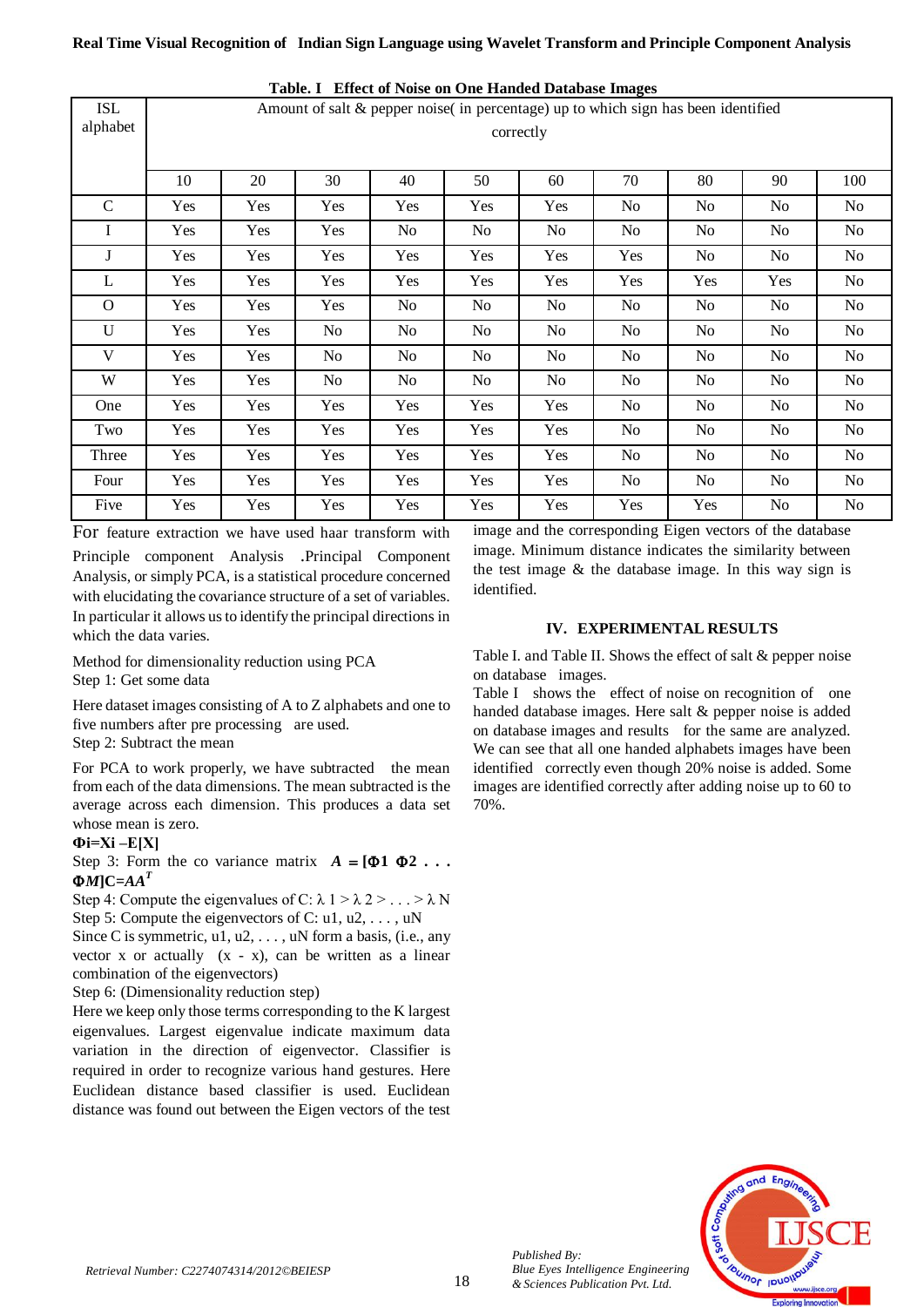**Table. I Effect of Noise on One Handed Database Images**

| ISL alphabet | Amount of salt & pepper noise( in percentage) up to which sign has been identified correctly | | | | | | | | | |
|---|---|---|---|---|---|---|---|---|---|---|
| | 10 | 20 | 30 | 40 | 50 | 60 | 70 | 80 | 90 | 100 |
| C | Yes | Yes | Yes | Yes | Yes | Yes | No | No | No | No |
| I | Yes | Yes | Yes | No | No | No | No | No | No | No |
| J | Yes | Yes | Yes | Yes | Yes | Yes | Yes | No | No | No |
| L | Yes | Yes | Yes | Yes | Yes | Yes | Yes | Yes | Yes | No |
| O | Yes | Yes | Yes | No | No | No | No | No | No | No |
| U | Yes | Yes | No | No | No | No | No | No | No | No |
| V | Yes | Yes | No | No | No | No | No | No | No | No |
| W | Yes | Yes | No | No | No | No | No | No | No | No |
| One | Yes | Yes | Yes | Yes | Yes | Yes | No | No | No | No |
| Two | Yes | Yes | Yes | Yes | Yes | Yes | No | No | No | No |
| Three | Yes | Yes | Yes | Yes | Yes | Yes | No | No | No | No |
| Four | Yes | Yes | Yes | Yes | Yes | Yes | No | No | No | No |
| Five | Yes | Yes | Yes | Yes | Yes | Yes | Yes | Yes | No | No |

For feature extraction we have used haar transform with Principle component Analysis .Principal Component Analysis, or simply PCA, is a statistical procedure concerned with elucidating the covariance structure of a set of variables. In particular it allows us to identify the principal directions in which the data varies.

Method for dimensionality reduction using PCA
Step 1: Get some data

Here dataset images consisting of A to Z alphabets and one to five numbers after pre processing are used.
Step 2: Subtract the mean

For PCA to work properly, we have subtracted the mean from each of the data dimensions. The mean subtracted is the average across each dimension. This produces a data set whose mean is zero.

$\Phi i = Xi - E[X]$

Step 3: Form the co variance matrix $A = [\Phi 1\ \Phi 2\ \ldots\ \Phi M]$ $C = AA^T$

Step 4: Compute the eigenvalues of C: $\lambda 1 > \lambda 2 > \ldots > \lambda N$
Step 5: Compute the eigenvectors of C: u1, u2, . . . , uN
Since C is symmetric, u1, u2, . . . , uN form a basis, (i.e., any vector x or actually (x - x), can be written as a linear combination of the eigenvectors)
Step 6: (Dimensionality reduction step)
Here we keep only those terms corresponding to the K largest eigenvalues. Largest eigenvalue indicate maximum data variation in the direction of eigenvector. Classifier is required in order to recognize various hand gestures. Here Euclidean distance based classifier is used. Euclidean distance was found out between the Eigen vectors of the test image and the corresponding Eigen vectors of the database image. Minimum distance indicates the similarity between the test image & the database image. In this way sign is identified.

## IV. EXPERIMENTAL RESULTS

Table I. and Table II. Shows the effect of salt & pepper noise on database images.
Table I shows the effect of noise on recognition of one handed database images. Here salt & pepper noise is added on database images and results for the same are analyzed. We can see that all one handed alphabets images have been identified correctly even though 20% noise is added. Some images are identified correctly after adding noise up to 60 to 70%.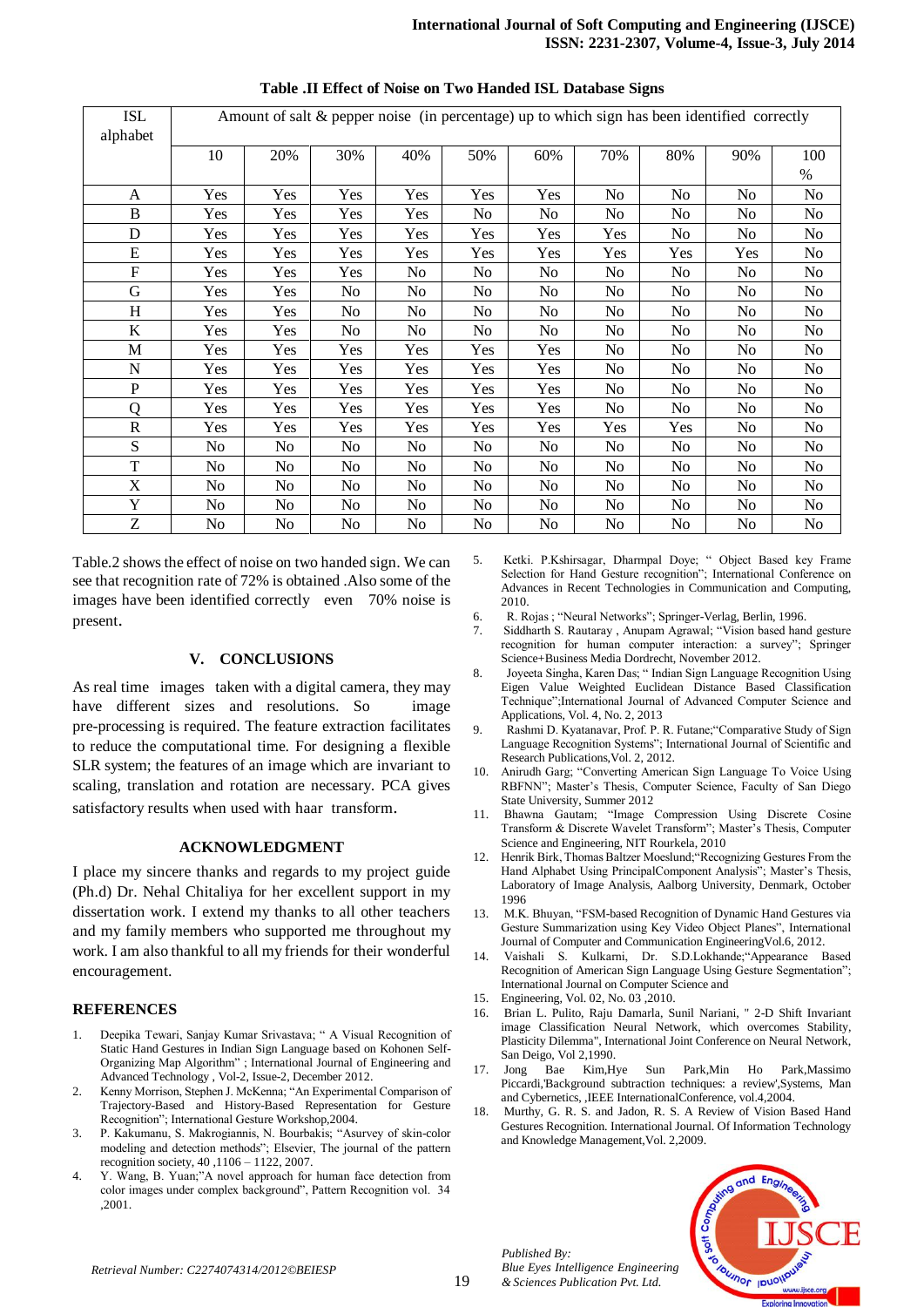**Table .II Effect of Noise on Two Handed ISL Database Signs**

| ISL alphabet | Amount of salt & pepper noise (in percentage) up to which sign has been identified correctly | | | | | | | | | |
|---|---|---|---|---|---|---|---|---|---|---|
| | 10 | 20% | 30% | 40% | 50% | 60% | 70% | 80% | 90% | 100 % |
| A | Yes | Yes | Yes | Yes | Yes | Yes | No | No | No | No |
| B | Yes | Yes | Yes | Yes | No | No | No | No | No | No |
| D | Yes | Yes | Yes | Yes | Yes | Yes | Yes | No | No | No |
| E | Yes | Yes | Yes | Yes | Yes | Yes | Yes | Yes | Yes | No |
| F | Yes | Yes | Yes | No | No | No | No | No | No | No |
| G | Yes | Yes | No | No | No | No | No | No | No | No |
| H | Yes | Yes | No | No | No | No | No | No | No | No |
| K | Yes | Yes | No | No | No | No | No | No | No | No |
| M | Yes | Yes | Yes | Yes | Yes | Yes | No | No | No | No |
| N | Yes | Yes | Yes | Yes | Yes | Yes | No | No | No | No |
| P | Yes | Yes | Yes | Yes | Yes | Yes | No | No | No | No |
| Q | Yes | Yes | Yes | Yes | Yes | Yes | No | No | No | No |
| R | Yes | Yes | Yes | Yes | Yes | Yes | Yes | Yes | No | No |
| S | No | No | No | No | No | No | No | No | No | No |
| T | No | No | No | No | No | No | No | No | No | No |
| X | No | No | No | No | No | No | No | No | No | No |
| Y | No | No | No | No | No | No | No | No | No | No |
| Z | No | No | No | No | No | No | No | No | No | No |

Table.2 shows the effect of noise on two handed sign. We can see that recognition rate of 72% is obtained .Also some of the images have been identified correctly even 70% noise is present.

## V. CONCLUSIONS

As real time images taken with a digital camera, they may have different sizes and resolutions. So image pre-processing is required. The feature extraction facilitates to reduce the computational time. For designing a flexible SLR system; the features of an image which are invariant to scaling, translation and rotation are necessary. PCA gives satisfactory results when used with haar transform.

## ACKNOWLEDGMENT

I place my sincere thanks and regards to my project guide (Ph.d) Dr. Nehal Chitaliya for her excellent support in my dissertation work. I extend my thanks to all other teachers and my family members who supported me throughout my work. I am also thankful to all my friends for their wonderful encouragement.

## REFERENCES

1. Deepika Tewari, Sanjay Kumar Srivastava; " A Visual Recognition of Static Hand Gestures in Indian Sign Language based on Kohonen Self-Organizing Map Algorithm" ; International Journal of Engineering and Advanced Technology , Vol-2, Issue-2, December 2012.
2. Kenny Morrison, Stephen J. McKenna; "An Experimental Comparison of Trajectory-Based and History-Based Representation for Gesture Recognition"; International Gesture Workshop,2004.
3. P. Kakumanu, S. Makrogiannis, N. Bourbakis; "Asurvey of skin-color modeling and detection methods"; Elsevier, The journal of the pattern recognition society, 40 ,1106 – 1122, 2007.
4. Y. Wang, B. Yuan;"A novel approach for human face detection from color images under complex background", Pattern Recognition vol. 34 ,2001.
5. Ketki. P.Kshirsagar, Dharmpal Doye; " Object Based key Frame Selection for Hand Gesture recognition"; International Conference on Advances in Recent Technologies in Communication and Computing, 2010.
6. R. Rojas ; "Neural Networks"; Springer-Verlag, Berlin, 1996.
7. Siddharth S. Rautaray , Anupam Agrawal; "Vision based hand gesture recognition for human computer interaction: a survey"; Springer Science+Business Media Dordrecht, November 2012.
8. Joyeeta Singha, Karen Das; " Indian Sign Language Recognition Using Eigen Value Weighted Euclidean Distance Based Classification Technique";International Journal of Advanced Computer Science and Applications, Vol. 4, No. 2, 2013
9. Rashmi D. Kyatanavar, Prof. P. R. Futane;"Comparative Study of Sign Language Recognition Systems"; International Journal of Scientific and Research Publications,Vol. 2, 2012.
10. Anirudh Garg; "Converting American Sign Language To Voice Using RBFNN"; Master's Thesis, Computer Science, Faculty of San Diego State University, Summer 2012
11. Bhawna Gautam; "Image Compression Using Discrete Cosine Transform & Discrete Wavelet Transform"; Master's Thesis, Computer Science and Engineering, NIT Rourkela, 2010
12. Henrik Birk, Thomas Baltzer Moeslund;"Recognizing Gestures From the Hand Alphabet Using PrincipalComponent Analysis"; Master's Thesis, Laboratory of Image Analysis, Aalborg University, Denmark, October 1996
13. M.K. Bhuyan, "FSM-based Recognition of Dynamic Hand Gestures via Gesture Summarization using Key Video Object Planes", International Journal of Computer and Communication EngineeringVol.6, 2012.
14. Vaishali S. Kulkarni, Dr. S.D.Lokhande;"Appearance Based Recognition of American Sign Language Using Gesture Segmentation"; International Journal on Computer Science and
15. Engineering, Vol. 02, No. 03 ,2010.
16. Brian L. Pulito, Raju Damarla, Sunil Nariani, " 2-D Shift Invariant image Classification Neural Network, which overcomes Stability, Plasticity Dilemma", International Joint Conference on Neural Network, San Deigo, Vol 2,1990.
17. Jong Bae Kim,Hye Sun Park,Min Ho Park,Massimo Piccardi,'Background subtraction techniques: a review',Systems, Man and Cybernetics, ,IEEE InternationalConference, vol.4,2004.
18. Murthy, G. R. S. and Jadon, R. S. A Review of Vision Based Hand Gestures Recognition. International Journal. Of Information Technology and Knowledge Management,Vol. 2,2009.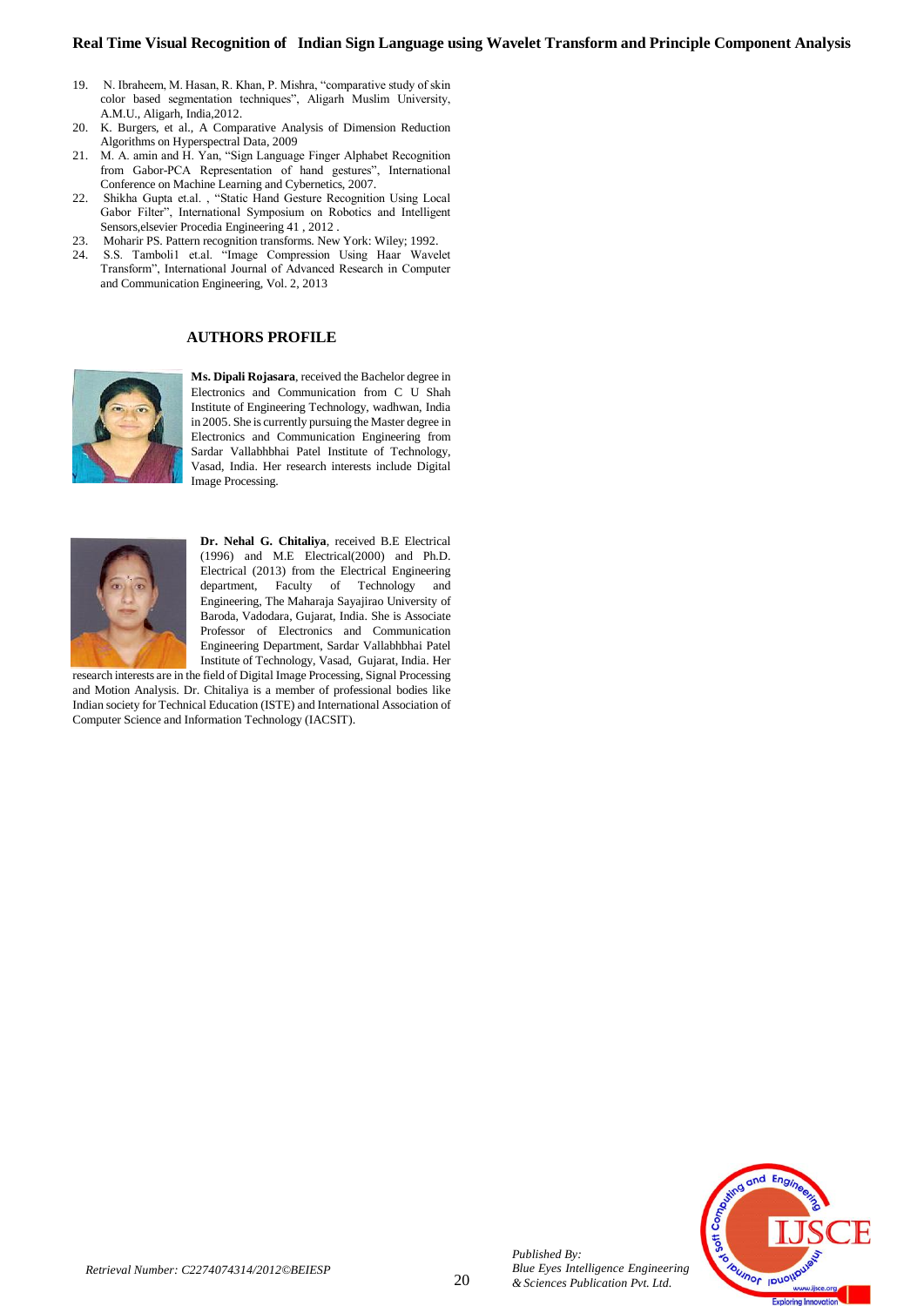19. N. Ibraheem, M. Hasan, R. Khan, P. Mishra, "comparative study of skin color based segmentation techniques", Aligarh Muslim University, A.M.U., Aligarh, India,2012.
20. K. Burgers, et al., A Comparative Analysis of Dimension Reduction Algorithms on Hyperspectral Data, 2009
21. M. A. amin and H. Yan, "Sign Language Finger Alphabet Recognition from Gabor-PCA Representation of hand gestures", International Conference on Machine Learning and Cybernetics, 2007.
22. Shikha Gupta et.al. , "Static Hand Gesture Recognition Using Local Gabor Filter", International Symposium on Robotics and Intelligent Sensors,elsevier Procedia Engineering 41 , 2012 .
23. Moharir PS. Pattern recognition transforms. New York: Wiley; 1992.
24. S.S. Tamboli1 et.al. "Image Compression Using Haar Wavelet Transform", International Journal of Advanced Research in Computer and Communication Engineering, Vol. 2, 2013

## AUTHORS PROFILE

**Ms. Dipali Rojasara**, received the Bachelor degree in Electronics and Communication from C U Shah Institute of Engineering Technology, wadhwan, India in 2005. She is currently pursuing the Master degree in Electronics and Communication Engineering from Sardar Vallabhbhai Patel Institute of Technology, Vasad, India. Her research interests include Digital Image Processing.

**Dr. Nehal G. Chitaliya**, received B.E Electrical (1996) and M.E Electrical(2000) and Ph.D. Electrical (2013) from the Electrical Engineering department, Faculty of Technology and Engineering, The Maharaja Sayajirao University of Baroda, Vadodara, Gujarat, India. She is Associate Professor of Electronics and Communication Engineering Department, Sardar Vallabhbhai Patel Institute of Technology, Vasad, Gujarat, India. Her research interests are in the field of Digital Image Processing, Signal Processing and Motion Analysis. Dr. Chitaliya is a member of professional bodies like Indian society for Technical Education (ISTE) and International Association of Computer Science and Information Technology (IACSIT).